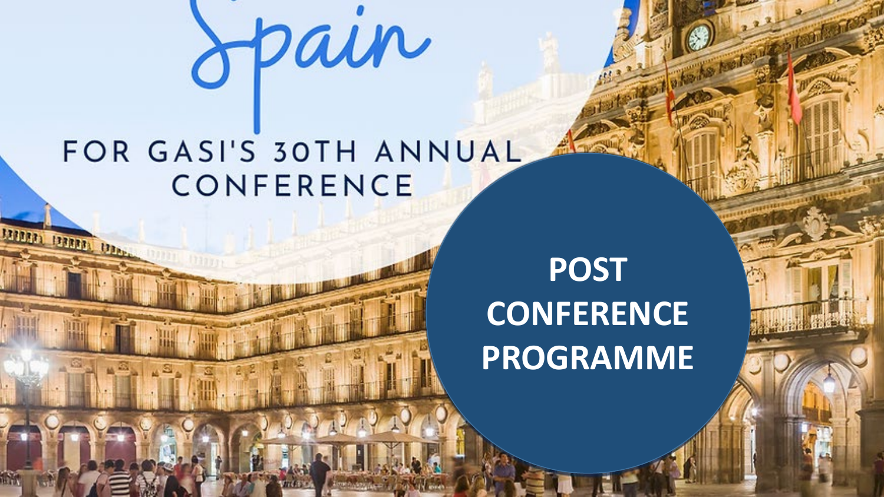# Spain

FOR GASI'S 30TH ANNUAL CONFERENCE

## POST CONFERENCE PROGRAMME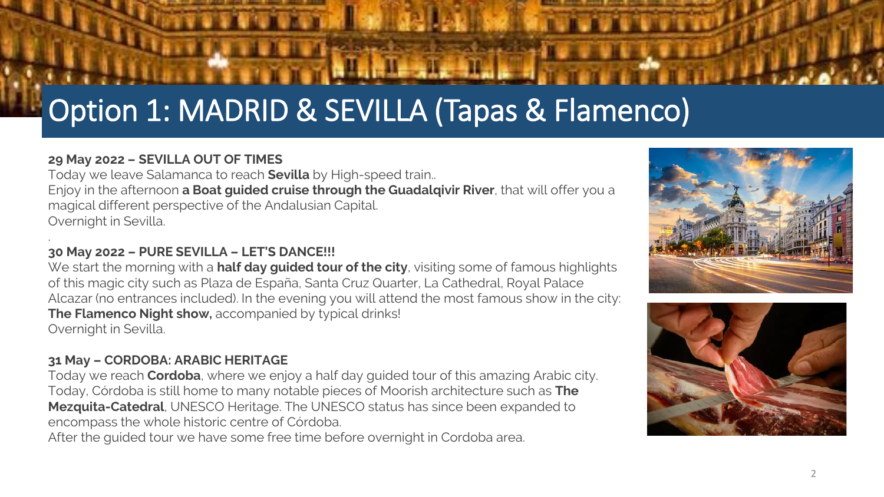# Option 1: MADRID & SEVILLA (Tapas & Flamenco)

**29 May 2022 – SEVILLA OUT OF TIMES**

Today we leave Salamanca to reach **Sevilla** by High-speed train..

Enjoy in the afternoon **a Boat guided cruise through the Guadalqivir River**, that will offer you a magical different perspective of the Andalusian Capital.

Overnight in Sevilla.

.

**30 May 2022 – PURE SEVILLA – LET'S DANCE!!!**

We start the morning with a **half day guided tour of the city**, visiting some of famous highlights of this magic city such as Plaza de España, Santa Cruz Quarter, La Cathedral, Royal Palace Alcazar (no entrances included). In the evening you will attend the most famous show in the city: **The Flamenco Night show,** accompanied by typical drinks!

Overnight in Sevilla.

**31 May – CORDOBA: ARABIC HERITAGE**

Today we reach **Cordoba**, where we enjoy a half day guided tour of this amazing Arabic city. Today, Córdoba is still home to many notable pieces of Moorish architecture such as **The Mezquita-Catedral**, UNESCO Heritage. The UNESCO status has since been expanded to encompass the whole historic centre of Córdoba.

After the guided tour we have some free time before overnight in Cordoba area.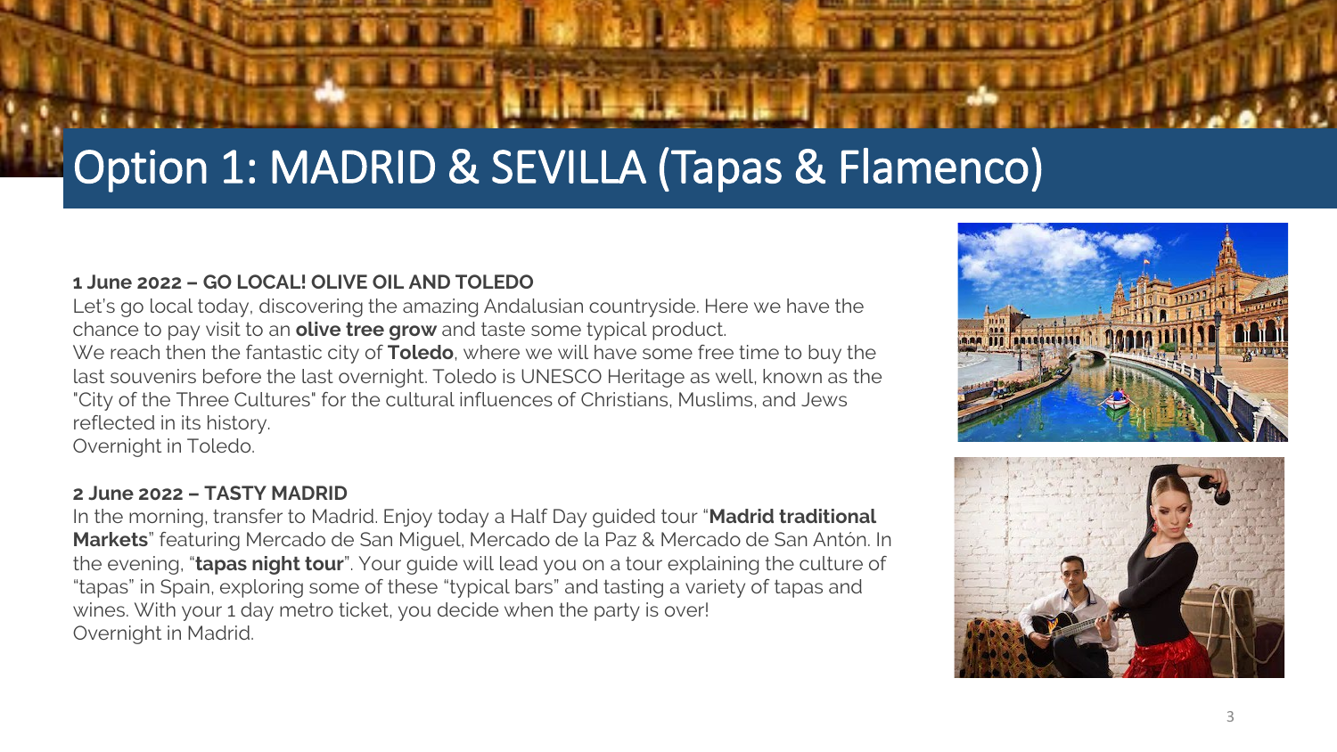# Option 1: MADRID & SEVILLA (Tapas & Flamenco)

**1 June 2022 – GO LOCAL! OLIVE OIL AND TOLEDO**

Let's go local today, discovering the amazing Andalusian countryside. Here we have the chance to pay visit to an **olive tree grow** and taste some typical product.
We reach then the fantastic city of **Toledo**, where we will have some free time to buy the last souvenirs before the last overnight. Toledo is UNESCO Heritage as well, known as the "City of the Three Cultures" for the cultural influences of Christians, Muslims, and Jews reflected in its history.
Overnight in Toledo.

**2 June 2022 – TASTY MADRID**

In the morning, transfer to Madrid. Enjoy today a Half Day guided tour "**Madrid traditional Markets**" featuring Mercado de San Miguel, Mercado de la Paz & Mercado de San Antón. In the evening, "**tapas night tour**". Your guide will lead you on a tour explaining the culture of "tapas" in Spain, exploring some of these "typical bars" and tasting a variety of tapas and wines. With your 1 day metro ticket, you decide when the party is over!
Overnight in Madrid.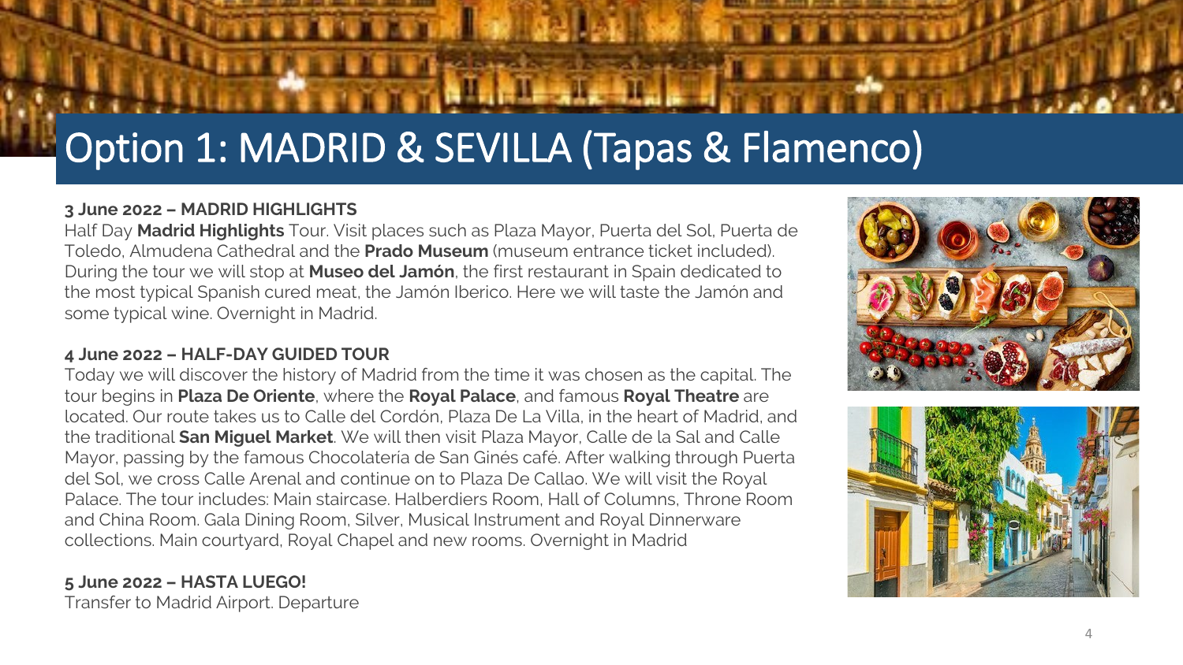# Option 1: MADRID & SEVILLA (Tapas & Flamenco)

**3 June 2022 – MADRID HIGHLIGHTS**

Half Day **Madrid Highlights** Tour. Visit places such as Plaza Mayor, Puerta del Sol, Puerta de Toledo, Almudena Cathedral and the **Prado Museum** (museum entrance ticket included). During the tour we will stop at **Museo del Jamón**, the first restaurant in Spain dedicated to the most typical Spanish cured meat, the Jamón Iberico. Here we will taste the Jamón and some typical wine. Overnight in Madrid.

**4 June 2022 – HALF-DAY GUIDED TOUR**

Today we will discover the history of Madrid from the time it was chosen as the capital. The tour begins in **Plaza De Oriente**, where the **Royal Palace**, and famous **Royal Theatre** are located. Our route takes us to Calle del Cordón, Plaza De La Villa, in the heart of Madrid, and the traditional **San Miguel Market**. We will then visit Plaza Mayor, Calle de la Sal and Calle Mayor, passing by the famous Chocolatería de San Ginés café. After walking through Puerta del Sol, we cross Calle Arenal and continue on to Plaza De Callao. We will visit the Royal Palace. The tour includes: Main staircase. Halberdiers Room, Hall of Columns, Throne Room and China Room. Gala Dining Room, Silver, Musical Instrument and Royal Dinnerware collections. Main courtyard, Royal Chapel and new rooms. Overnight in Madrid

**5 June 2022 – HASTA LUEGO!**

Transfer to Madrid Airport. Departure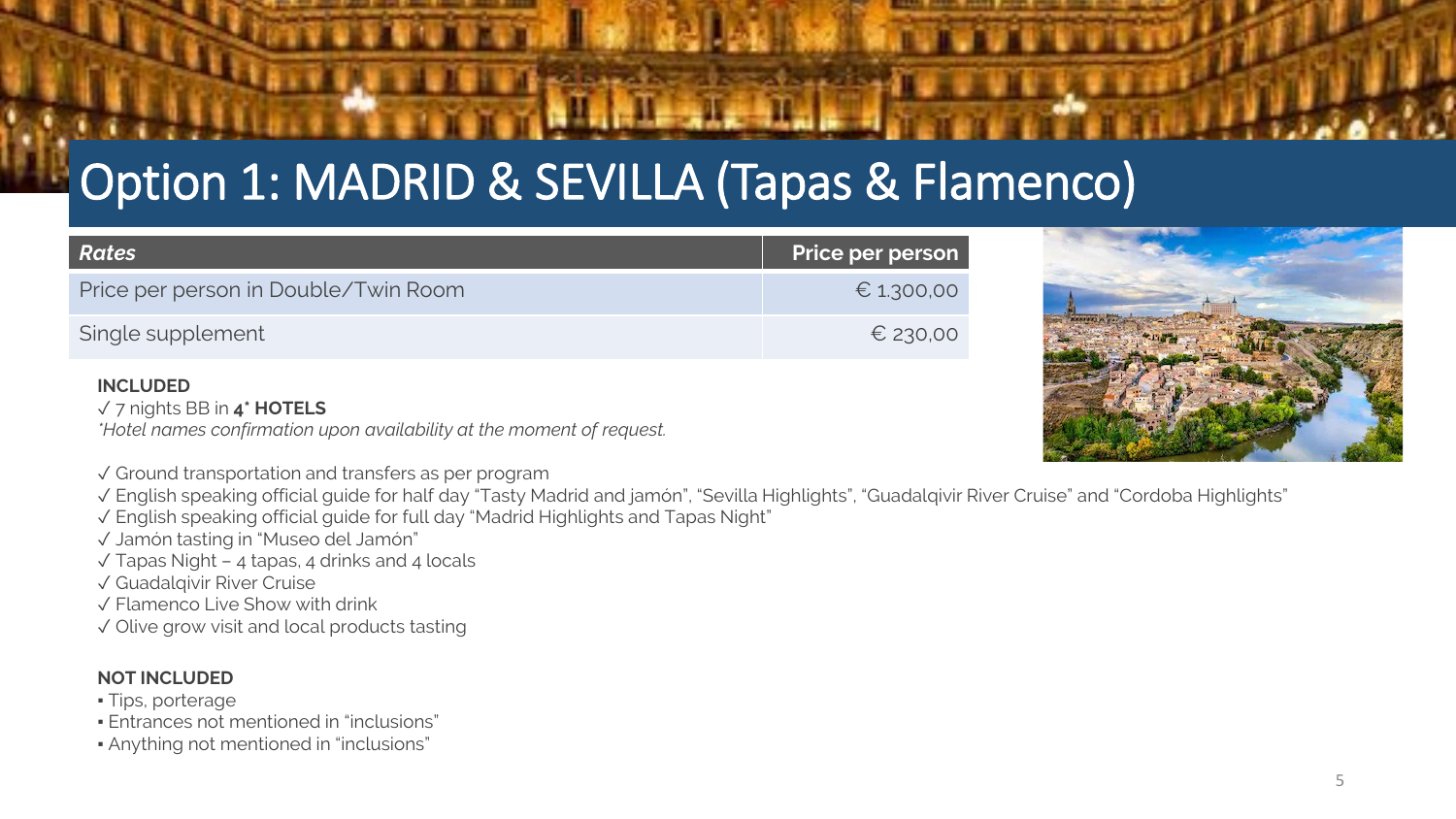# Option 1: MADRID & SEVILLA (Tapas & Flamenco)

| *Rates* | Price per person |
| --- | --- |
| Price per person in Double/Twin Room | € 1.300,00 |
| Single supplement | € 230,00 |

**INCLUDED**

✓ 7 nights BB in **4* HOTELS**

*\*Hotel names confirmation upon availability at the moment of request.*

✓ Ground transportation and transfers as per program

✓ English speaking official guide for half day "Tasty Madrid and jamón", "Sevilla Highlights", "Guadalqivir River Cruise" and "Cordoba Highlights"

✓ English speaking official guide for full day "Madrid Highlights and Tapas Night"

✓ Jamón tasting in "Museo del Jamón"

✓ Tapas Night – 4 tapas, 4 drinks and 4 locals

✓ Guadalqivir River Cruise

✓ Flamenco Live Show with drink

✓ Olive grow visit and local products tasting

**NOT INCLUDED**

- Tips, porterage
- Entrances not mentioned in "inclusions"
- Anything not mentioned in "inclusions"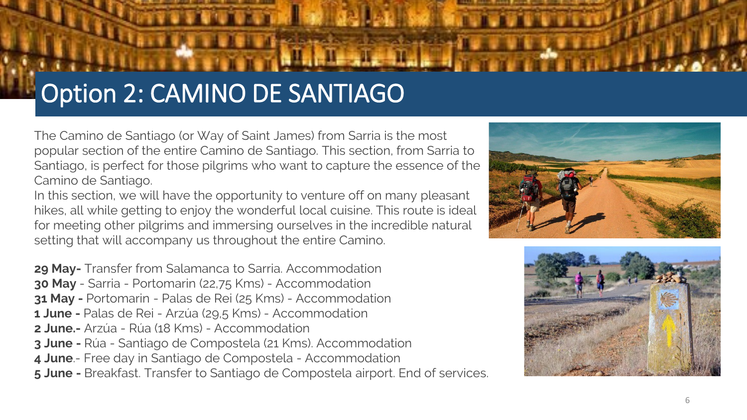# Option 2: CAMINO DE SANTIAGO

The Camino de Santiago (or Way of Saint James) from Sarria is the most popular section of the entire Camino de Santiago. This section, from Sarria to Santiago, is perfect for those pilgrims who want to capture the essence of the Camino de Santiago.

In this section, we will have the opportunity to venture off on many pleasant hikes, all while getting to enjoy the wonderful local cuisine. This route is ideal for meeting other pilgrims and immersing ourselves in the incredible natural setting that will accompany us throughout the entire Camino.

**29 May-** Transfer from Salamanca to Sarria. Accommodation
**30 May** - Sarria - Portomarin (22,75 Kms) - Accommodation
**31 May -** Portomarin - Palas de Rei (25 Kms) - Accommodation
**1 June -** Palas de Rei - Arzúa (29,5 Kms) - Accommodation
**2 June.-** Arzúa - Rúa (18 Kms) - Accommodation
**3 June -** Rúa - Santiago de Compostela (21 Kms). Accommodation
**4 June**.- Free day in Santiago de Compostela - Accommodation
**5 June -** Breakfast. Transfer to Santiago de Compostela airport. End of services.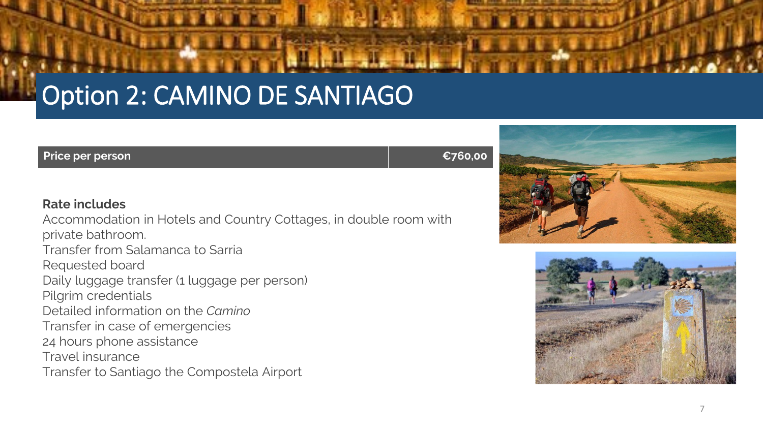# Option 2: CAMINO DE SANTIAGO

| Price per person | €760,00 |
| --- | --- |

**Rate includes**

Accommodation in Hotels and Country Cottages, in double room with private bathroom.
Transfer from Salamanca to Sarria
Requested board
Daily luggage transfer (1 luggage per person)
Pilgrim credentials
Detailed information on the *Camino*
Transfer in case of emergencies
24 hours phone assistance
Travel insurance
Transfer to Santiago the Compostela Airport